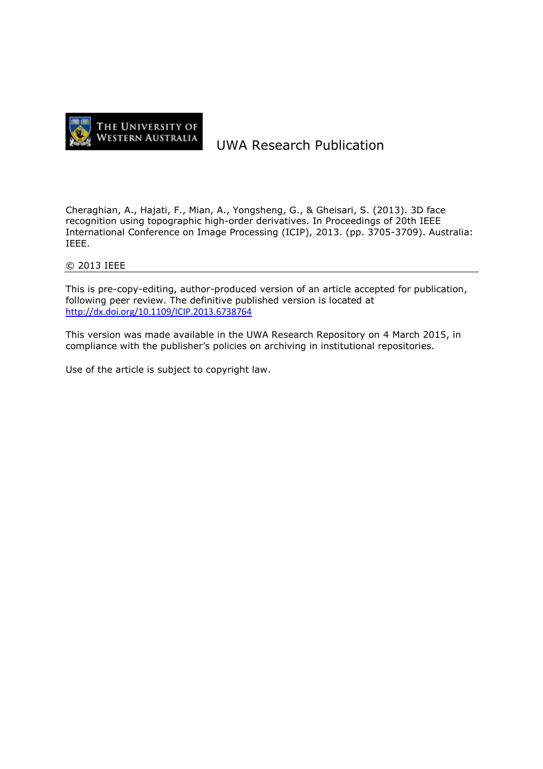THE UNIVERSITY OF WESTERN AUSTRALIA

# UWA Research Publication

Cheraghian, A., Hajati, F., Mian, A., Yongsheng, G., & Gheisari, S. (2013). 3D face recognition using topographic high-order derivatives. In Proceedings of 20th IEEE International Conference on Image Processing (ICIP), 2013. (pp. 3705-3709). Australia: IEEE.

© 2013 IEEE

---

This is pre-copy-editing, author-produced version of an article accepted for publication, following peer review. The definitive published version is located at http://dx.doi.org/10.1109/ICIP.2013.6738764

This version was made available in the UWA Research Repository on 4 March 2015, in compliance with the publisher's policies on archiving in institutional repositories.

Use of the article is subject to copyright law.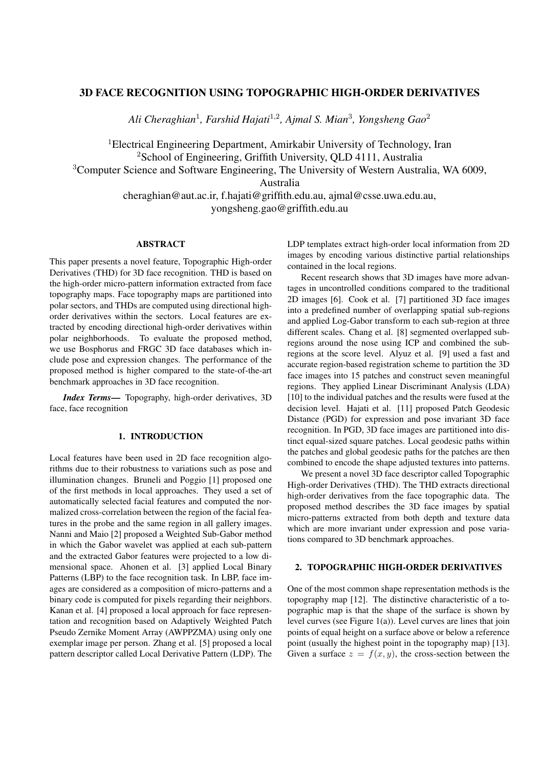# 3D FACE RECOGNITION USING TOPOGRAPHIC HIGH-ORDER DERIVATIVES

*Ali Cheraghian*[1], *Farshid Hajati*[1,2], *Ajmal S. Mian*[3], *Yongsheng Gao*[2]

[1]Electrical Engineering Department, Amirkabir University of Technology, Iran
[2]School of Engineering, Griffith University, QLD 4111, Australia
[3]Computer Science and Software Engineering, The University of Western Australia, WA 6009, Australia
cheraghian@aut.ac.ir, f.hajati@griffith.edu.au, ajmal@csse.uwa.edu.au, yongsheng.gao@griffith.edu.au

## ABSTRACT

This paper presents a novel feature, Topographic High-order Derivatives (THD) for 3D face recognition. THD is based on the high-order micro-pattern information extracted from face topography maps. Face topography maps are partitioned into polar sectors, and THDs are computed using directional high-order derivatives within the sectors. Local features are extracted by encoding directional high-order derivatives within polar neighborhoods. To evaluate the proposed method, we use Bosphorus and FRGC 3D face databases which include pose and expression changes. The performance of the proposed method is higher compared to the state-of-the-art benchmark approaches in 3D face recognition.

***Index Terms*—** Topography, high-order derivatives, 3D face, face recognition

## 1. INTRODUCTION

Local features have been used in 2D face recognition algorithms due to their robustness to variations such as pose and illumination changes. Bruneli and Poggio [1] proposed one of the first methods in local approaches. They used a set of automatically selected facial features and computed the normalized cross-correlation between the region of the facial features in the probe and the same region in all gallery images. Nanni and Maio [2] proposed a Weighted Sub-Gabor method in which the Gabor wavelet was applied at each sub-pattern and the extracted Gabor features were projected to a low dimensional space. Ahonen et al. [3] applied Local Binary Patterns (LBP) to the face recognition task. In LBP, face images are considered as a composition of micro-patterns and a binary code is computed for pixels regarding their neighbors. Kanan et al. [4] proposed a local approach for face representation and recognition based on Adaptively Weighted Patch Pseudo Zernike Moment Array (AWPPZMA) using only one exemplar image per person. Zhang et al. [5] proposed a local pattern descriptor called Local Derivative Pattern (LDP). The LDP templates extract high-order local information from 2D images by encoding various distinctive partial relationships contained in the local regions.

Recent research shows that 3D images have more advantages in uncontrolled conditions compared to the traditional 2D images [6]. Cook et al. [7] partitioned 3D face images into a predefined number of overlapping spatial sub-regions and applied Log-Gabor transform to each sub-region at three different scales. Chang et al. [8] segmented overlapped sub-regions around the nose using ICP and combined the sub-regions at the score level. Alyuz et al. [9] used a fast and accurate region-based registration scheme to partition the 3D face images into 15 patches and construct seven meaningful regions. They applied Linear Discriminant Analysis (LDA) [10] to the individual patches and the results were fused at the decision level. Hajati et al. [11] proposed Patch Geodesic Distance (PGD) for expression and pose invariant 3D face recognition. In PGD, 3D face images are partitioned into distinct equal-sized square patches. Local geodesic paths within the patches and global geodesic paths for the patches are then combined to encode the shape adjusted textures into patterns.

We present a novel 3D face descriptor called Topographic High-order Derivatives (THD). The THD extracts directional high-order derivatives from the face topographic data. The proposed method describes the 3D face images by spatial micro-patterns extracted from both depth and texture data which are more invariant under expression and pose variations compared to 3D benchmark approaches.

## 2. TOPOGRAPHIC HIGH-ORDER DERIVATIVES

One of the most common shape representation methods is the topography map [12]. The distinctive characteristic of a topographic map is that the shape of the surface is shown by level curves (see Figure 1(a)). Level curves are lines that join points of equal height on a surface above or below a reference point (usually the highest point in the topography map) [13]. Given a surface $z = f(x, y)$, the cross-section between the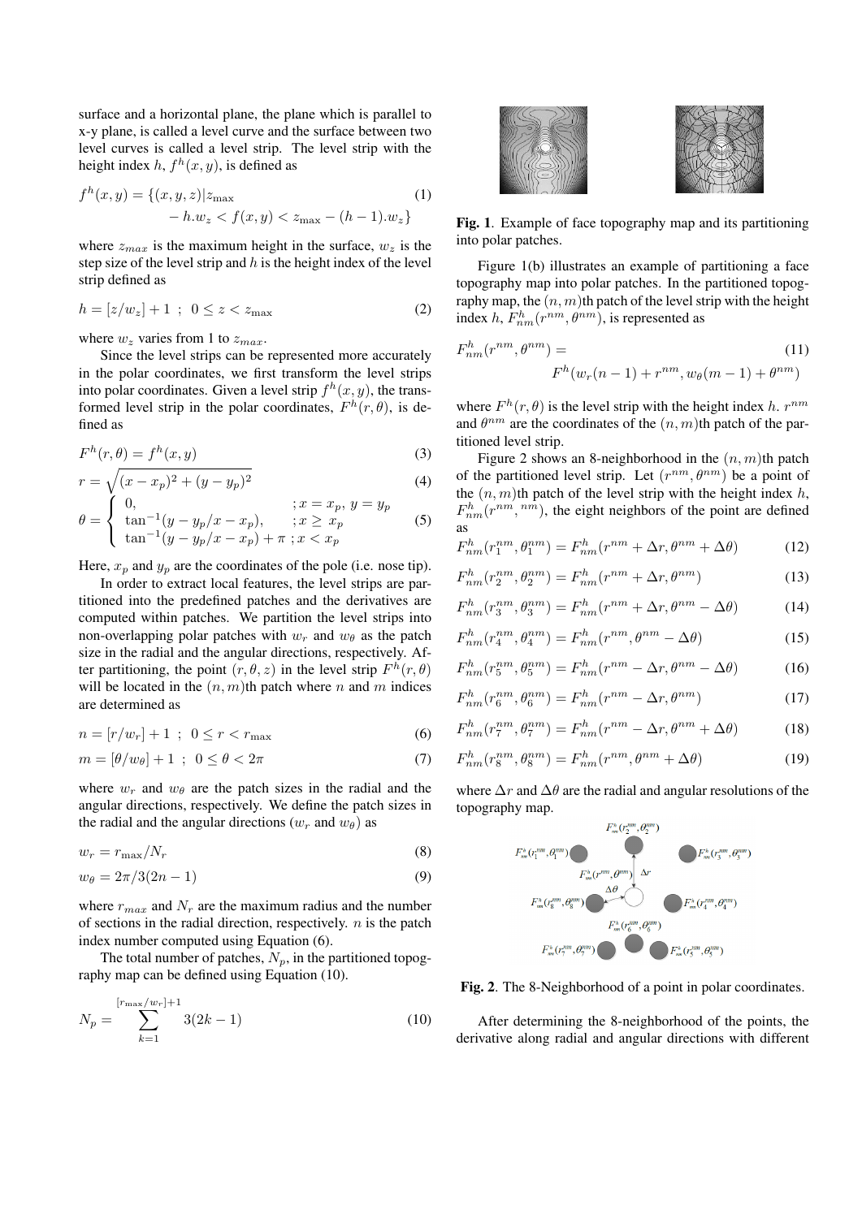surface and a horizontal plane, the plane which is parallel to x-y plane, is called a level curve and the surface between two level curves is called a level strip. The level strip with the height index $h$, $f^h(x, y)$, is defined as

$$f^h(x, y) = \{(x, y, z)|z_{\max} - h.w_z < f(x, y) < z_{\max} - (h-1).w_z\} \tag{1}$$

where $z_{max}$ is the maximum height in the surface, $w_z$ is the step size of the level strip and $h$ is the height index of the level strip defined as

$$h = [z/w_z] + 1 \;\; ; \;\; 0 \le z < z_{\max} \tag{2}$$

where $w_z$ varies from 1 to $z_{max}$.

Since the level strips can be represented more accurately in the polar coordinates, we first transform the level strips into polar coordinates. Given a level strip $f^h(x, y)$, the transformed level strip in the polar coordinates, $F^h(r, \theta)$, is defined as

$$F^h(r, \theta) = f^h(x, y) \tag{3}$$

$$r = \sqrt{(x - x_p)^2 + (y - y_p)^2} \tag{4}$$

$$\theta = \begin{cases} 0, & ; x = x_p,\, y = y_p \\ \tan^{-1}(y - y_p/x - x_p), & ; x \ge x_p \\ \tan^{-1}(y - y_p/x - x_p) + \pi & ; x < x_p \end{cases} \tag{5}$$

Here, $x_p$ and $y_p$ are the coordinates of the pole (i.e. nose tip).

In order to extract local features, the level strips are partitioned into the predefined patches and the derivatives are computed within patches. We partition the level strips into non-overlapping polar patches with $w_r$ and $w_\theta$ as the patch size in the radial and the angular directions, respectively. After partitioning, the point $(r, \theta, z)$ in the level strip $F^h(r, \theta)$ will be located in the $(n, m)$th patch where $n$ and $m$ indices are determined as

$$n = [r/w_r] + 1 \;\; ; \;\; 0 \le r < r_{\max} \tag{6}$$

$$m = [\theta/w_\theta] + 1 \;\; ; \;\; 0 \le \theta < 2\pi \tag{7}$$

where $w_r$ and $w_\theta$ are the patch sizes in the radial and the angular directions, respectively. We define the patch sizes in the radial and the angular directions ($w_r$ and $w_\theta$) as

$$w_r = r_{\max}/N_r \tag{8}$$

$$w_\theta = 2\pi/3(2n - 1) \tag{9}$$

where $r_{max}$ and $N_r$ are the maximum radius and the number of sections in the radial direction, respectively. $n$ is the patch index number computed using Equation (6).

The total number of patches, $N_p$, in the partitioned topography map can be defined using Equation (10).

$$N_p = \sum_{k=1}^{[r_{\max}/w_r]+1} 3(2k - 1) \tag{10}$$

**Fig. 1**. Example of face topography map and its partitioning into polar patches.

Figure 1(b) illustrates an example of partitioning a face topography map into polar patches. In the partitioned topography map, the $(n, m)$th patch of the level strip with the height index $h$, $F^h_{nm}(r^{nm}, \theta^{nm})$, is represented as

$$F^h_{nm}(r^{nm}, \theta^{nm}) = F^h(w_r(n-1) + r^{nm}, w_\theta(m-1) + \theta^{nm}) \tag{11}$$

where $F^h(r, \theta)$ is the level strip with the height index $h$. $r^{nm}$ and $\theta^{nm}$ are the coordinates of the $(n, m)$th patch of the partitioned level strip.

Figure 2 shows an 8-neighborhood in the $(n, m)$th patch of the partitioned level strip. Let $(r^{nm}, \theta^{nm})$ be a point of the $(n, m)$th patch of the level strip with the height index $h$, $F^h_{nm}(r^{nm}, ^{nm})$, the eight neighbors of the point are defined as

$$F^h_{nm}(r^{nm}_1, \theta^{nm}_1) = F^h_{nm}(r^{nm} + \Delta r, \theta^{nm} + \Delta\theta) \tag{12}$$

$$F^h_{nm}(r^{nm}_2, \theta^{nm}_2) = F^h_{nm}(r^{nm} + \Delta r, \theta^{nm}) \tag{13}$$

$$F^h_{nm}(r^{nm}_3, \theta^{nm}_3) = F^h_{nm}(r^{nm} + \Delta r, \theta^{nm} - \Delta\theta) \tag{14}$$

$$F^h_{nm}(r^{nm}_4, \theta^{nm}_4) = F^h_{nm}(r^{nm}, \theta^{nm} - \Delta\theta) \tag{15}$$

$$F^h_{nm}(r^{nm}_5, \theta^{nm}_5) = F^h_{nm}(r^{nm} - \Delta r, \theta^{nm} - \Delta\theta) \tag{16}$$

$$F^h_{nm}(r^{nm}_6, \theta^{nm}_6) = F^h_{nm}(r^{nm} - \Delta r, \theta^{nm}) \tag{17}$$

$$F^h_{nm}(r^{nm}_7, \theta^{nm}_7) = F^h_{nm}(r^{nm} - \Delta r, \theta^{nm} + \Delta\theta) \tag{18}$$

$$F^h_{nm}(r^{nm}_8, \theta^{nm}_8) = F^h_{nm}(r^{nm}, \theta^{nm} + \Delta\theta) \tag{19}$$

where $\Delta r$ and $\Delta\theta$ are the radial and angular resolutions of the topography map.

**Fig. 2**. The 8-Neighborhood of a point in polar coordinates.

After determining the 8-neighborhood of the points, the derivative along radial and angular directions with different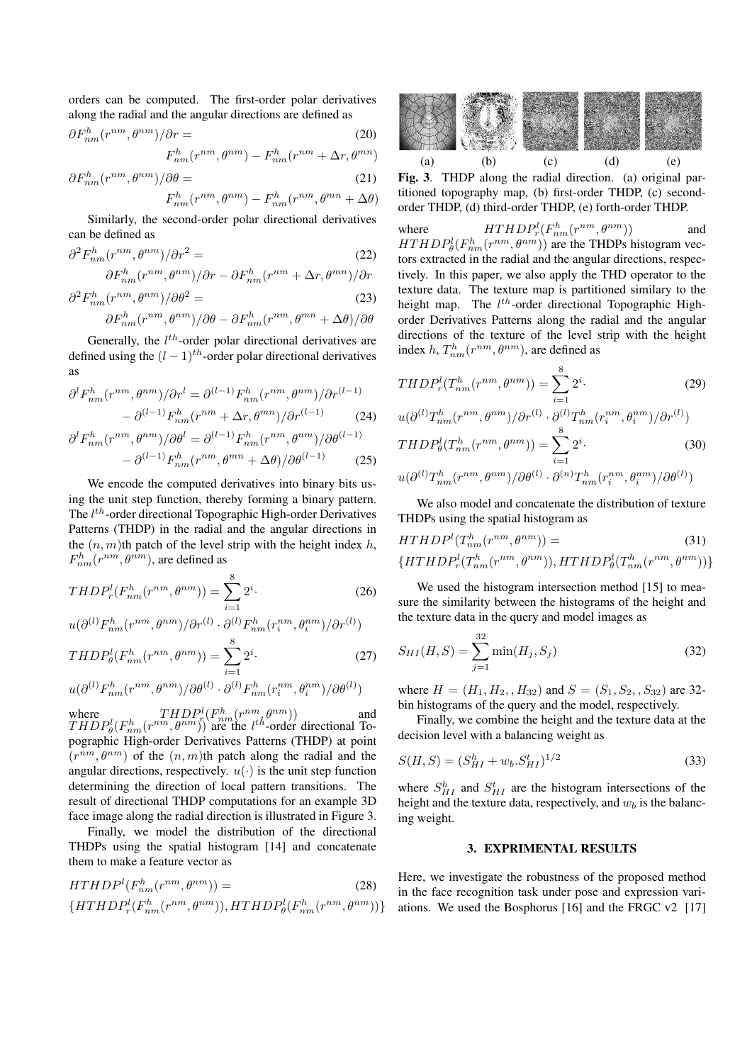orders can be computed. The first-order polar derivatives along the radial and the angular directions are defined as

$$\partial F^h_{nm}(r^{nm}, \theta^{nm})/\partial r = F^h_{nm}(r^{nm}, \theta^{nm}) - F^h_{nm}(r^{nm} + \Delta r, \theta^{mn}) \tag{20}$$

$$\partial F^h_{nm}(r^{nm}, \theta^{nm})/\partial \theta = F^h_{nm}(r^{nm}, \theta^{nm}) - F^h_{nm}(r^{nm}, \theta^{mn} + \Delta \theta) \tag{21}$$

Similarly, the second-order polar directional derivatives can be defined as

$$\partial^2 F^h_{nm}(r^{nm}, \theta^{nm})/\partial r^2 = \partial F^h_{nm}(r^{nm}, \theta^{nm})/\partial r - \partial F^h_{nm}(r^{nm} + \Delta r, \theta^{mn})/\partial r \tag{22}$$

$$\partial^2 F^h_{nm}(r^{nm}, \theta^{nm})/\partial \theta^2 = \partial F^h_{nm}(r^{nm}, \theta^{nm})/\partial \theta - \partial F^h_{nm}(r^{nm}, \theta^{mn} + \Delta \theta)/\partial \theta \tag{23}$$

Generally, the $l^{th}$-order polar directional derivatives are defined using the $(l-1)^{th}$-order polar directional derivatives as

$$\partial^l F^h_{nm}(r^{nm}, \theta^{nm})/\partial r^l = \partial^{(l-1)} F^h_{nm}(r^{nm}, \theta^{nm})/\partial r^{(l-1)} - \partial^{(l-1)} F^h_{nm}(r^{nm} + \Delta r, \theta^{mn})/\partial r^{(l-1)} \tag{24}$$

$$\partial^l F^h_{nm}(r^{nm}, \theta^{nm})/\partial \theta^l = \partial^{(l-1)} F^h_{nm}(r^{nm}, \theta^{nm})/\partial \theta^{(l-1)} - \partial^{(l-1)} F^h_{nm}(r^{nm}, \theta^{mn} + \Delta \theta)/\partial \theta^{(l-1)} \tag{25}$$

We encode the computed derivatives into binary bits using the unit step function, thereby forming a binary pattern. The $l^{th}$-order directional Topographic High-order Derivatives Patterns (THDP) in the radial and the angular directions in the $(n, m)$th patch of the level strip with the height index $h$, $F^h_{nm}(r^{nm}, \theta^{nm})$, are defined as

$$THDP^l_r(F^h_{nm}(r^{nm}, \theta^{nm})) = \sum_{i=1}^{8} 2^i \cdot u(\partial^{(l)} F^h_{nm}(r^{nm}, \theta^{nm})/\partial r^{(l)} \cdot \partial^{(l)} F^h_{nm}(r^{nm}_i, \theta^{nm}_i)/\partial r^{(l)}) \tag{26}$$

$$THDP^l_\theta(F^h_{nm}(r^{nm}, \theta^{nm})) = \sum_{i=1}^{8} 2^i \cdot u(\partial^{(l)} F^h_{nm}(r^{nm}, \theta^{nm})/\partial \theta^{(l)} \cdot \partial^{(l)} F^h_{nm}(r^{nm}_i, \theta^{nm}_i)/\partial \theta^{(l)}) \tag{27}$$

where $THDP^l_r(F^h_{nm}(r^{nm}, \theta^{nm}))$ and $THDP^l_\theta(F^h_{nm}(r^{nm}, \theta^{nm}))$ are the $l^{th}$-order directional Topographic High-order Derivatives Patterns (THDP) at point $(r^{nm}, \theta^{nm})$ of the $(n, m)$th patch along the radial and the angular directions, respectively. $u(\cdot)$ is the unit step function determining the direction of local pattern transitions. The result of directional THDP computations for an example 3D face image along the radial direction is illustrated in Figure 3.

Finally, we model the distribution of the directional THDPs using the spatial histogram [14] and concatenate them to make a feature vector as

$$HTHDP^l(F^h_{nm}(r^{nm}, \theta^{nm})) = \{HTHDP^l_r(F^h_{nm}(r^{nm}, \theta^{nm})), HTHDP^l_\theta(F^h_{nm}(r^{nm}, \theta^{nm}))\} \tag{28}$$

(a) (b) (c) (d) (e)

**Fig. 3**. THDP along the radial direction. (a) original partitioned topography map, (b) first-order THDP, (c) second-order THDP, (d) third-order THDP, (e) forth-order THDP.

where $HTHDP^l_r(F^h_{nm}(r^{nm}, \theta^{nm}))$ and $HTHDP^l_\theta(F^h_{nm}(r^{nm}, \theta^{nm}))$ are the THDPs histogram vectors extracted in the radial and the angular directions, respectively. In this paper, we also apply the THD operator to the texture data. The texture map is partitioned similary to the height map. The $l^{th}$-order directional Topographic High-order Derivatives Patterns along the radial and the angular directions of the texture of the level strip with the height index $h$, $T^h_{nm}(r^{nm}, \theta^{nm})$, are defined as

$$THDP^l_r(T^h_{nm}(r^{nm}, \theta^{nm})) = \sum_{i=1}^{8} 2^i \cdot u(\partial^{(l)} T^h_{nm}(r^{nm}, \theta^{nm})/\partial r^{(l)} \cdot \partial^{(l)} T^h_{nm}(r^{nm}_i, \theta^{nm}_i)/\partial r^{(l)}) \tag{29}$$

$$THDP^l_\theta(T^h_{nm}(r^{nm}, \theta^{nm})) = \sum_{i=1}^{8} 2^i \cdot u(\partial^{(l)} T^h_{nm}(r^{nm}, \theta^{nm})/\partial \theta^{(l)} \cdot \partial^{(n)} T^h_{nm}(r^{nm}_i, \theta^{nm}_i)/\partial \theta^{(l)}) \tag{30}$$

We also model and concatenate the distribution of texture THDPs using the spatial histogram as

$$HTHDP^l(T^h_{nm}(r^{nm}, \theta^{nm})) = \{HTHDP^l_r(T^h_{nm}(r^{nm}, \theta^{nm})), HTHDP^l_\theta(T^h_{nm}(r^{nm}, \theta^{nm}))\} \tag{31}$$

We used the histogram intersection method [15] to measure the similarity between the histograms of the height and the texture data in the query and model images as

$$S_{HI}(H, S) = \sum_{j=1}^{32} \min(H_j, S_j) \tag{32}$$

where $H = (H_1, H_2, , H_{32})$ and $S = (S_1, S_2, , S_{32})$ are 32-bin histograms of the query and the model, respectively.

Finally, we combine the height and the texture data at the decision level with a balancing weight as

$$S(H, S) = (S^h_{HI} + w_b.S^t_{HI})^{1/2} \tag{33}$$

where $S^h_{HI}$ and $S^t_{HI}$ are the histogram intersections of the height and the texture data, respectively, and $w_b$ is the balancing weight.

## 3. EXPRIMENTAL RESULTS

Here, we investigate the robustness of the proposed method in the face recognition task under pose and expression variations. We used the Bosphorus [16] and the FRGC v2 [17]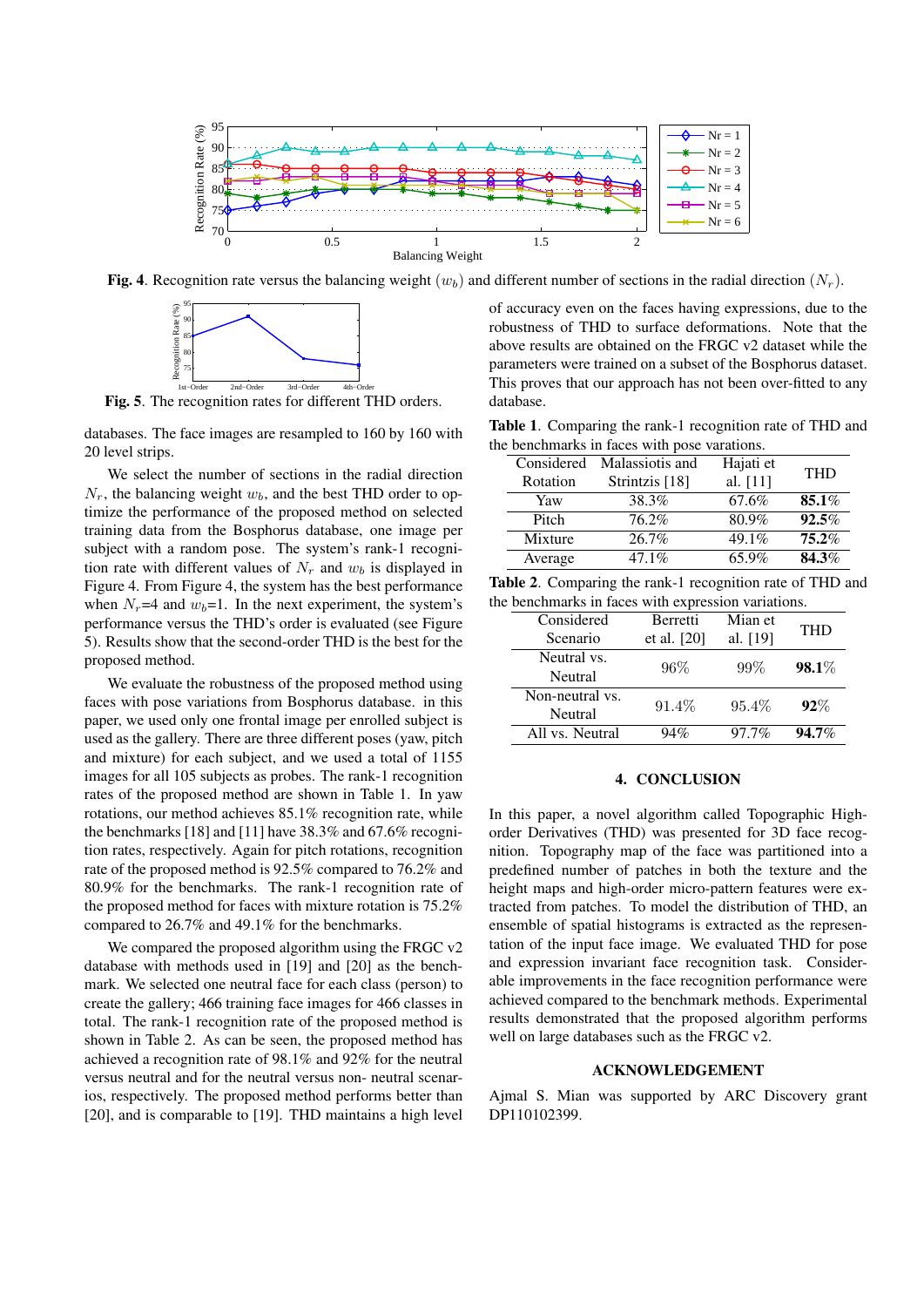**Fig. 4**. Recognition rate versus the balancing weight ($w_b$) and different number of sections in the radial direction ($N_r$).

**Fig. 5**. The recognition rates for different THD orders.

databases. The face images are resampled to 160 by 160 with 20 level strips.

We select the number of sections in the radial direction $N_r$, the balancing weight $w_b$, and the best THD order to optimize the performance of the proposed method on selected training data from the Bosphorus database, one image per subject with a random pose. The system's rank-1 recognition rate with different values of $N_r$ and $w_b$ is displayed in Figure 4. From Figure 4, the system has the best performance when $N_r$=4 and $w_b$=1. In the next experiment, the system's performance versus the THD's order is evaluated (see Figure 5). Results show that the second-order THD is the best for the proposed method.

We evaluate the robustness of the proposed method using faces with pose variations from Bosphorus database. in this paper, we used only one frontal image per enrolled subject is used as the gallery. There are three different poses (yaw, pitch and mixture) for each subject, and we used a total of 1155 images for all 105 subjects as probes. The rank-1 recognition rates of the proposed method are shown in Table 1. In yaw rotations, our method achieves 85.1% recognition rate, while the benchmarks [18] and [11] have 38.3% and 67.6% recognition rates, respectively. Again for pitch rotations, recognition rate of the proposed method is 92.5% compared to 76.2% and 80.9% for the benchmarks. The rank-1 recognition rate of the proposed method for faces with mixture rotation is 75.2% compared to 26.7% and 49.1% for the benchmarks.

We compared the proposed algorithm using the FRGC v2 database with methods used in [19] and [20] as the benchmark. We selected one neutral face for each class (person) to create the gallery; 466 training face images for 466 classes in total. The rank-1 recognition rate of the proposed method is shown in Table 2. As can be seen, the proposed method has achieved a recognition rate of 98.1% and 92% for the neutral versus neutral and for the neutral versus non- neutral scenarios, respectively. The proposed method performs better than [20], and is comparable to [19]. THD maintains a high level of accuracy even on the faces having expressions, due to the robustness of THD to surface deformations. Note that the above results are obtained on the FRGC v2 dataset while the parameters were trained on a subset of the Bosphorus dataset. This proves that our approach has not been over-fitted to any database.

**Table 1**. Comparing the rank-1 recognition rate of THD and the benchmarks in faces with pose variations.

| Considered Rotation | Malassiotis and Strintzis [18] | Hajati et al. [11] | THD |
|---|---|---|---|
| Yaw | 38.3% | 67.6% | **85.1**% |
| Pitch | 76.2% | 80.9% | **92.5**% |
| Mixture | 26.7% | 49.1% | **75.2**% |
| Average | 47.1% | 65.9% | **84.3**% |

**Table 2**. Comparing the rank-1 recognition rate of THD and the benchmarks in faces with expression variations.

| Considered Scenario | Berretti et al. [20] | Mian et al. [19] | THD |
|---|---|---|---|
| Neutral vs. Neutral | 96% | 99% | **98.1**% |
| Non-neutral vs. Neutral | 91.4% | 95.4% | **92**% |
| All vs. Neutral | 94% | 97.7% | **94.7**% |

## 4. CONCLUSION

In this paper, a novel algorithm called Topographic High-order Derivatives (THD) was presented for 3D face recognition. Topography map of the face was partitioned into a predefined number of patches in both the texture and the height maps and high-order micro-pattern features were extracted from patches. To model the distribution of THD, an ensemble of spatial histograms is extracted as the representation of the input face image. We evaluated THD for pose and expression invariant face recognition task. Considerable improvements in the face recognition performance were achieved compared to the benchmark methods. Experimental results demonstrated that the proposed algorithm performs well on large databases such as the FRGC v2.

## ACKNOWLEDGEMENT

Ajmal S. Mian was supported by ARC Discovery grant DP110102399.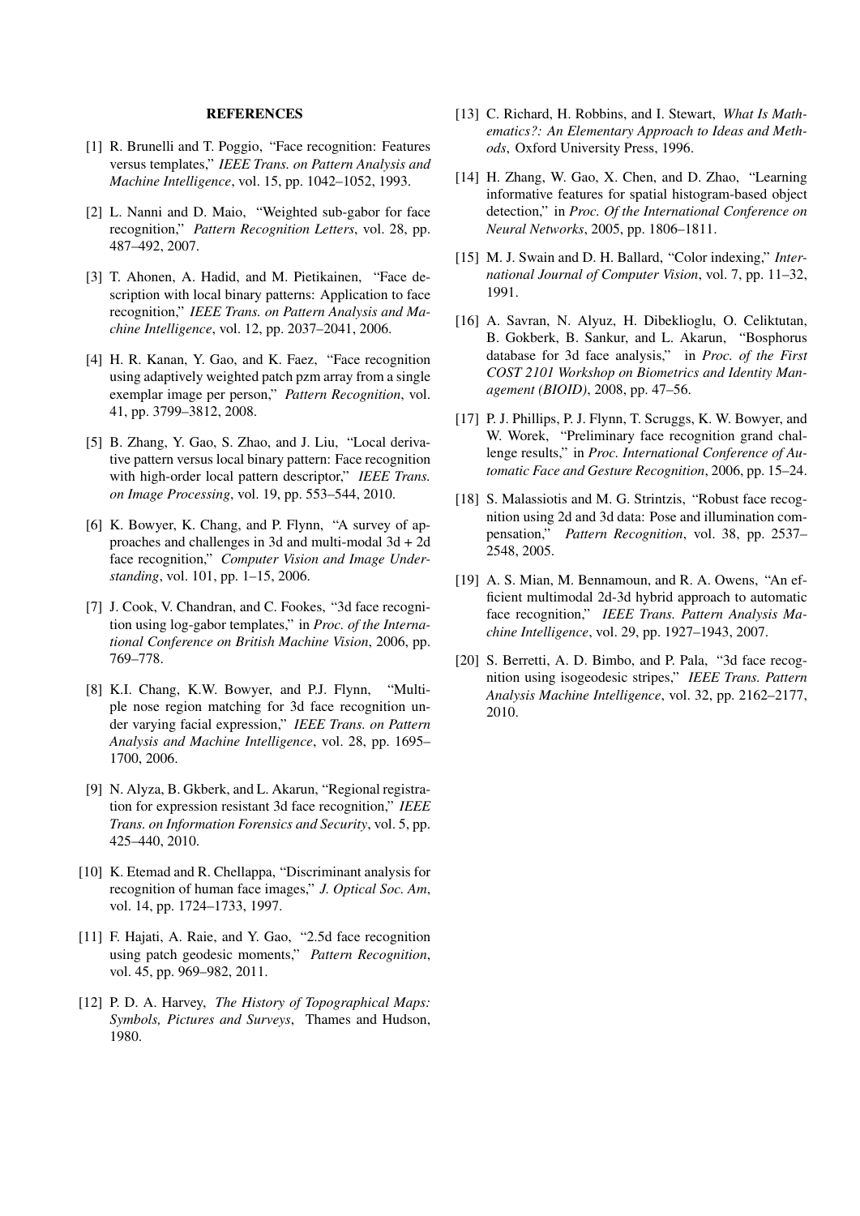## REFERENCES

[1] R. Brunelli and T. Poggio, "Face recognition: Features versus templates," *IEEE Trans. on Pattern Analysis and Machine Intelligence*, vol. 15, pp. 1042–1052, 1993.

[2] L. Nanni and D. Maio, "Weighted sub-gabor for face recognition," *Pattern Recognition Letters*, vol. 28, pp. 487–492, 2007.

[3] T. Ahonen, A. Hadid, and M. Pietikainen, "Face description with local binary patterns: Application to face recognition," *IEEE Trans. on Pattern Analysis and Machine Intelligence*, vol. 12, pp. 2037–2041, 2006.

[4] H. R. Kanan, Y. Gao, and K. Faez, "Face recognition using adaptively weighted patch pzm array from a single exemplar image per person," *Pattern Recognition*, vol. 41, pp. 3799–3812, 2008.

[5] B. Zhang, Y. Gao, S. Zhao, and J. Liu, "Local derivative pattern versus local binary pattern: Face recognition with high-order local pattern descriptor," *IEEE Trans. on Image Processing*, vol. 19, pp. 553–544, 2010.

[6] K. Bowyer, K. Chang, and P. Flynn, "A survey of approaches and challenges in 3d and multi-modal 3d + 2d face recognition," *Computer Vision and Image Understanding*, vol. 101, pp. 1–15, 2006.

[7] J. Cook, V. Chandran, and C. Fookes, "3d face recognition using log-gabor templates," in *Proc. of the International Conference on British Machine Vision*, 2006, pp. 769–778.

[8] K.I. Chang, K.W. Bowyer, and P.J. Flynn, "Multiple nose region matching for 3d face recognition under varying facial expression," *IEEE Trans. on Pattern Analysis and Machine Intelligence*, vol. 28, pp. 1695–1700, 2006.

[9] N. Alyza, B. Gkberk, and L. Akarun, "Regional registration for expression resistant 3d face recognition," *IEEE Trans. on Information Forensics and Security*, vol. 5, pp. 425–440, 2010.

[10] K. Etemad and R. Chellappa, "Discriminant analysis for recognition of human face images," *J. Optical Soc. Am*, vol. 14, pp. 1724–1733, 1997.

[11] F. Hajati, A. Raie, and Y. Gao, "2.5d face recognition using patch geodesic moments," *Pattern Recognition*, vol. 45, pp. 969–982, 2011.

[12] P. D. A. Harvey, *The History of Topographical Maps: Symbols, Pictures and Surveys*, Thames and Hudson, 1980.

[13] C. Richard, H. Robbins, and I. Stewart, *What Is Mathematics?: An Elementary Approach to Ideas and Methods*, Oxford University Press, 1996.

[14] H. Zhang, W. Gao, X. Chen, and D. Zhao, "Learning informative features for spatial histogram-based object detection," in *Proc. Of the International Conference on Neural Networks*, 2005, pp. 1806–1811.

[15] M. J. Swain and D. H. Ballard, "Color indexing," *International Journal of Computer Vision*, vol. 7, pp. 11–32, 1991.

[16] A. Savran, N. Alyuz, H. Dibeklioglu, O. Celiktutan, B. Gokberk, B. Sankur, and L. Akarun, "Bosphorus database for 3d face analysis," in *Proc. of the First COST 2101 Workshop on Biometrics and Identity Management (BIOID)*, 2008, pp. 47–56.

[17] P. J. Phillips, P. J. Flynn, T. Scruggs, K. W. Bowyer, and W. Worek, "Preliminary face recognition grand challenge results," in *Proc. International Conference of Automatic Face and Gesture Recognition*, 2006, pp. 15–24.

[18] S. Malassiotis and M. G. Strintzis, "Robust face recognition using 2d and 3d data: Pose and illumination compensation," *Pattern Recognition*, vol. 38, pp. 2537–2548, 2005.

[19] A. S. Mian, M. Bennamoun, and R. A. Owens, "An efficient multimodal 2d-3d hybrid approach to automatic face recognition," *IEEE Trans. Pattern Analysis Machine Intelligence*, vol. 29, pp. 1927–1943, 2007.

[20] S. Berretti, A. D. Bimbo, and P. Pala, "3d face recognition using isogeodesic stripes," *IEEE Trans. Pattern Analysis Machine Intelligence*, vol. 32, pp. 2162–2177, 2010.